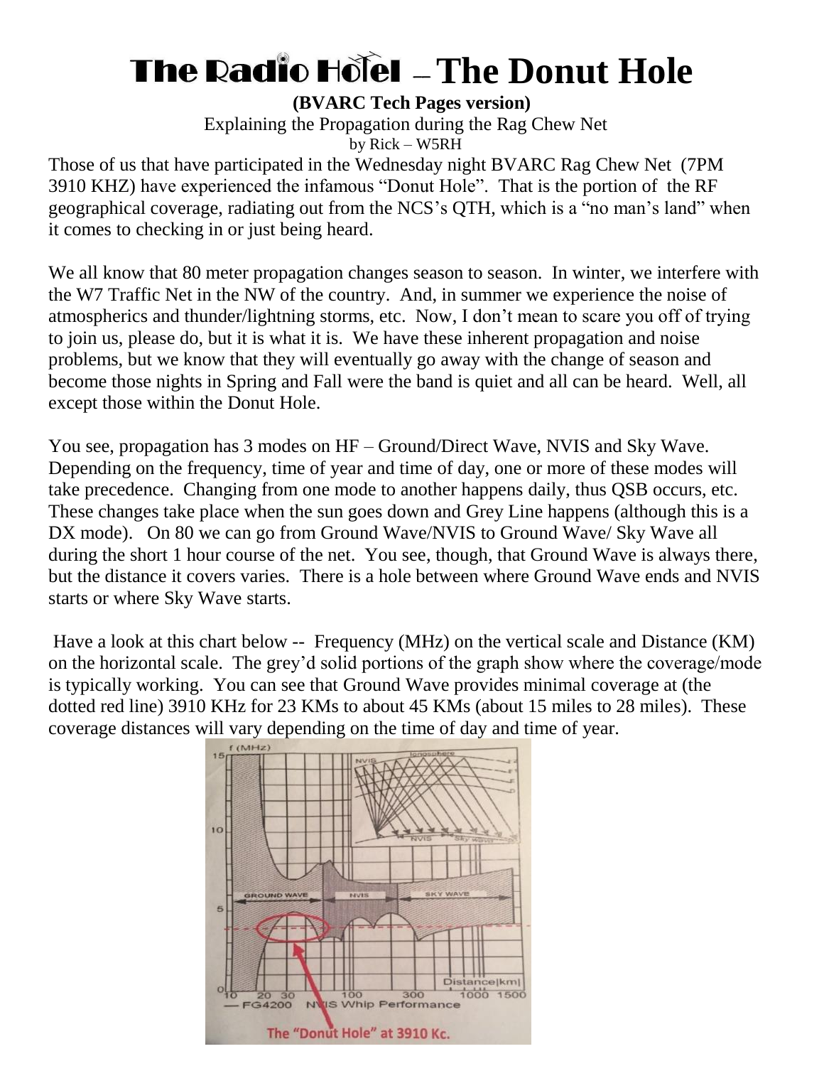# The Radio Hotel – The Donut Hole

**(BVARC Tech Pages version)**

Explaining the Propagation during the Rag Chew Net

by Rick – W5RH

Those of us that have participated in the Wednesday night BVARC Rag Chew Net (7PM 3910 KHZ) have experienced the infamous "Donut Hole". That is the portion of the RF geographical coverage, radiating out from the NCS's QTH, which is a "no man's land" when it comes to checking in or just being heard.

We all know that 80 meter propagation changes season to season. In winter, we interfere with the W7 Traffic Net in the NW of the country. And, in summer we experience the noise of atmospherics and thunder/lightning storms, etc. Now, I don't mean to scare you off of trying to join us, please do, but it is what it is. We have these inherent propagation and noise problems, but we know that they will eventually go away with the change of season and become those nights in Spring and Fall were the band is quiet and all can be heard. Well, all except those within the Donut Hole.

You see, propagation has 3 modes on HF – Ground/Direct Wave, NVIS and Sky Wave. Depending on the frequency, time of year and time of day, one or more of these modes will take precedence. Changing from one mode to another happens daily, thus QSB occurs, etc. These changes take place when the sun goes down and Grey Line happens (although this is a DX mode). On 80 we can go from Ground Wave/NVIS to Ground Wave/ Sky Wave all during the short 1 hour course of the net. You see, though, that Ground Wave is always there, but the distance it covers varies. There is a hole between where Ground Wave ends and NVIS starts or where Sky Wave starts.

Have a look at this chart below -- Frequency (MHz) on the vertical scale and Distance (KM) on the horizontal scale. The grey'd solid portions of the graph show where the coverage/mode is typically working. You can see that Ground Wave provides minimal coverage at (the dotted red line) 3910 KHz for 23 KMs to about 45 KMs (about 15 miles to 28 miles). These coverage distances will vary depending on the time of day and time of year.

The "Donut Hole" at 3910 Kc.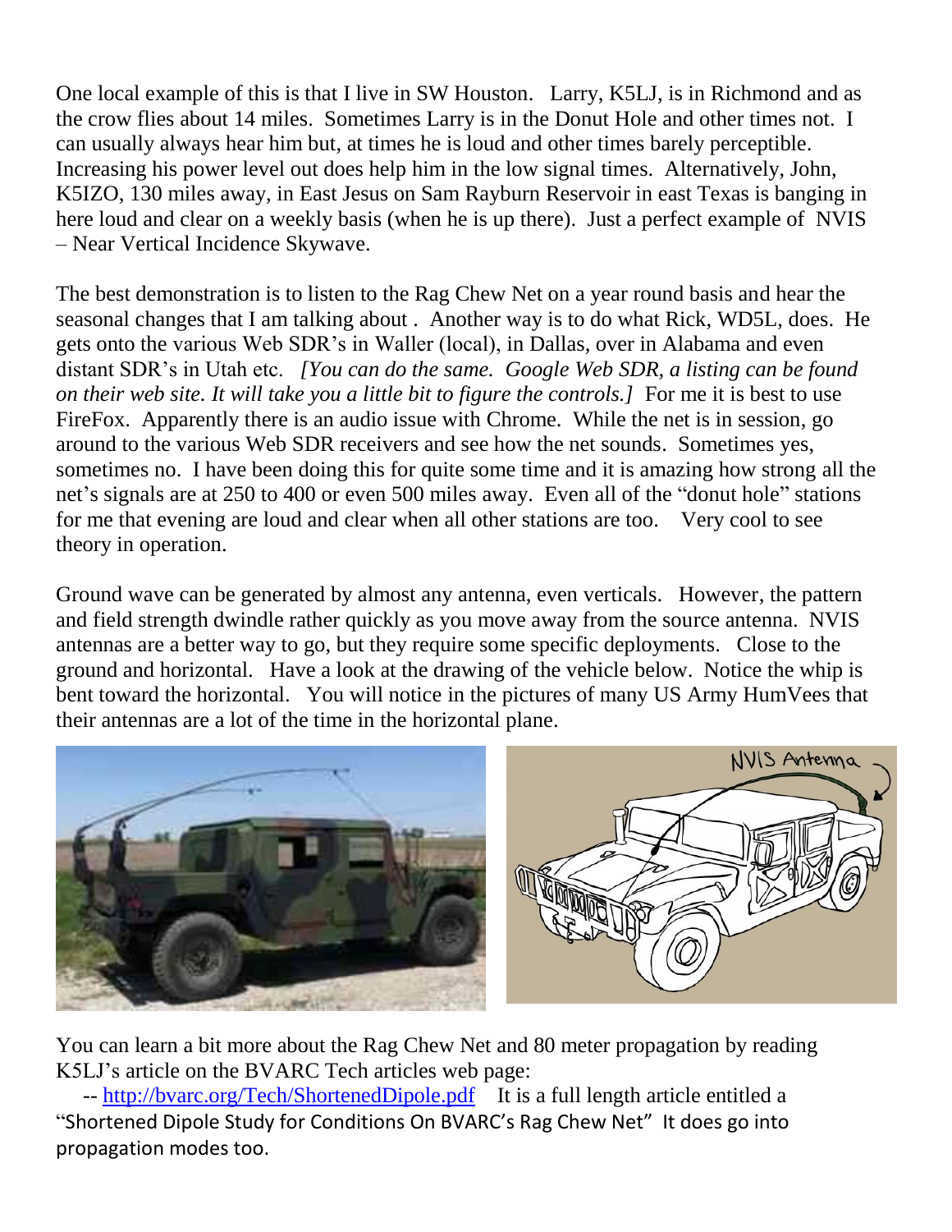One local example of this is that I live in SW Houston. Larry, K5LJ, is in Richmond and as the crow flies about 14 miles. Sometimes Larry is in the Donut Hole and other times not. I can usually always hear him but, at times he is loud and other times barely perceptible. Increasing his power level out does help him in the low signal times. Alternatively, John, K5IZO, 130 miles away, in East Jesus on Sam Rayburn Reservoir in east Texas is banging in here loud and clear on a weekly basis (when he is up there). Just a perfect example of NVIS – Near Vertical Incidence Skywave.

The best demonstration is to listen to the Rag Chew Net on a year round basis and hear the seasonal changes that I am talking about . Another way is to do what Rick, WD5L, does. He gets onto the various Web SDR's in Waller (local), in Dallas, over in Alabama and even distant SDR's in Utah etc. *[You can do the same. Google Web SDR, a listing can be found on their web site. It will take you a little bit to figure the controls.]* For me it is best to use FireFox. Apparently there is an audio issue with Chrome. While the net is in session, go around to the various Web SDR receivers and see how the net sounds. Sometimes yes, sometimes no. I have been doing this for quite some time and it is amazing how strong all the net's signals are at 250 to 400 or even 500 miles away. Even all of the "donut hole" stations for me that evening are loud and clear when all other stations are too. Very cool to see theory in operation.

Ground wave can be generated by almost any antenna, even verticals. However, the pattern and field strength dwindle rather quickly as you move away from the source antenna. NVIS antennas are a better way to go, but they require some specific deployments. Close to the ground and horizontal. Have a look at the drawing of the vehicle below. Notice the whip is bent toward the horizontal. You will notice in the pictures of many US Army HumVees that their antennas are a lot of the time in the horizontal plane.

You can learn a bit more about the Rag Chew Net and 80 meter propagation by reading K5LJ's article on the BVARC Tech articles web page:

-- http://bvarc.org/Tech/ShortenedDipole.pdf It is a full length article entitled a "Shortened Dipole Study for Conditions On BVARC's Rag Chew Net" It does go into propagation modes too.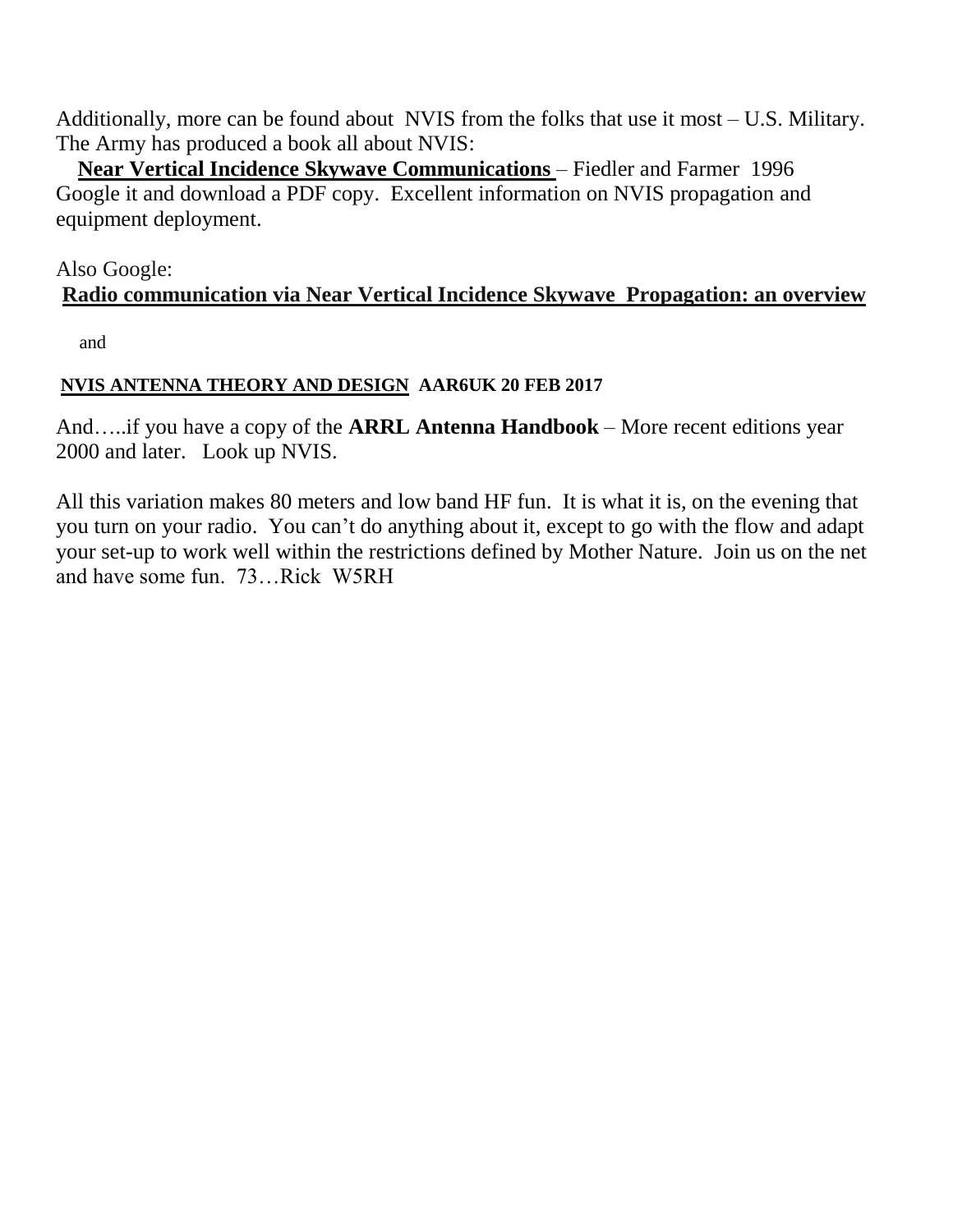Additionally, more can be found about NVIS from the folks that use it most – U.S. Military. The Army has produced a book all about NVIS:

**Near Vertical Incidence Skywave Communications** – Fiedler and Farmer 1996
Google it and download a PDF copy. Excellent information on NVIS propagation and equipment deployment.

Also Google:

**Radio communication via Near Vertical Incidence Skywave Propagation: an overview**

and

**NVIS ANTENNA THEORY AND DESIGN AAR6UK 20 FEB 2017**

And…..if you have a copy of the **ARRL Antenna Handbook** – More recent editions year 2000 and later. Look up NVIS.

All this variation makes 80 meters and low band HF fun. It is what it is, on the evening that you turn on your radio. You can't do anything about it, except to go with the flow and adapt your set-up to work well within the restrictions defined by Mother Nature. Join us on the net and have some fun. 73…Rick W5RH